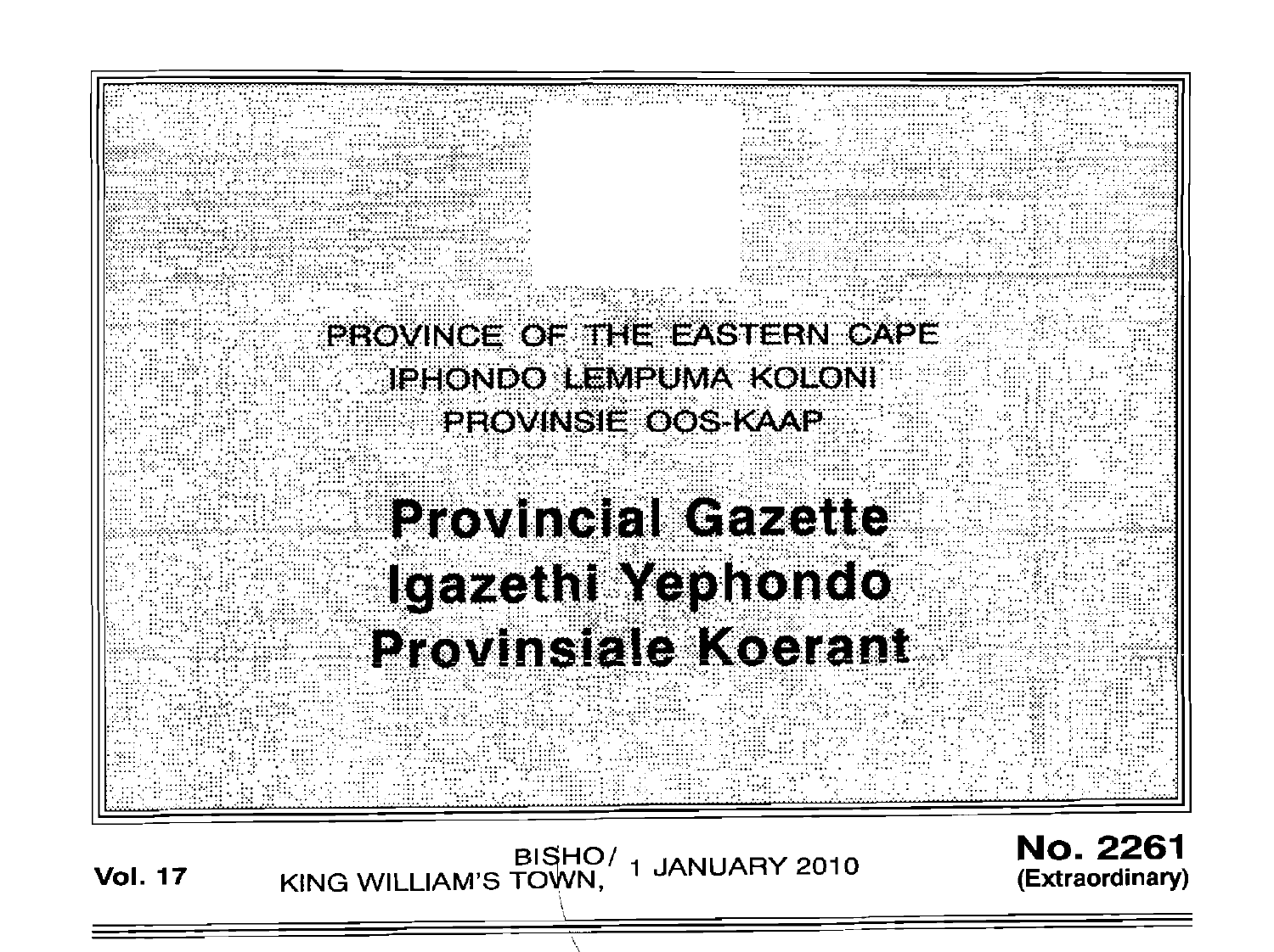PROVINCE OF THE EASTERN CAPE

IPHONDO LEMPUMA KOLONI

PROVINSIE OOS-KAAP

# Provincial Gazette
# Igazethi Yephondo
# Provinsiale Koerant

**Vol. 17** BISHO/ KING WILLIAM'S TOWN, 1 JANUARY 2010 **No. 2261 (Extraordinary)**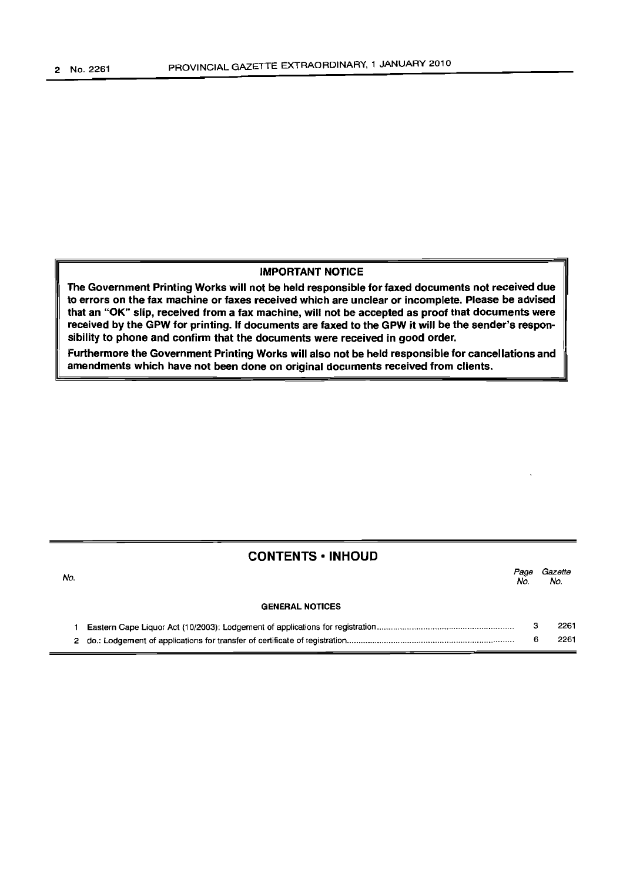**IMPORTANT NOTICE**

**The Government Printing Works will not be held responsible for faxed documents not received due to errors on the fax machine or faxes received which are unclear or incomplete. Please be advised that an "OK" slip, received from a fax machine, will not be accepted as proof that documents were received by the GPW for printing. If documents are faxed to the GPW it will be the sender's responsibility to phone and confirm that the documents were received in good order.**

**Furthermore the Government Printing Works will also not be held responsible for cancellations and amendments which have not been done on original documents received from clients.**

## CONTENTS • INHOUD

| *No.* | | *Page No.* | *Gazette No.* |
|---|---|---|---|
| | **GENERAL NOTICES** | | |
| 1 | Eastern Cape Liquor Act (10/2003): Lodgement of applications for registration | 3 | 2261 |
| 2 | do.: Lodgement of applications for transfer of certificate of registration | 6 | 2261 |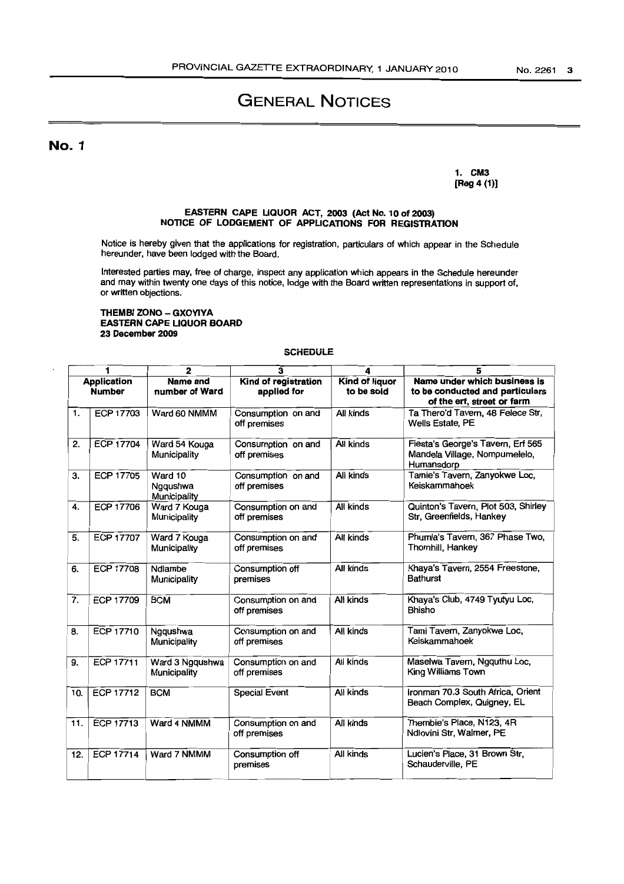# General Notices

## No. 1

**1. CM3**
**[Reg 4 (1)]**

**EASTERN CAPE LIQUOR ACT, 2003 (Act No. 10 of 2003)**
**NOTICE OF LODGEMENT OF APPLICATIONS FOR REGISTRATION**

Notice is hereby given that the applications for registration, particulars of which appear in the Schedule hereunder, have been lodged with the Board.

Interested parties may, free of charge, inspect any application which appears in the Schedule hereunder and may within twenty one days of this notice, lodge with the Board written representations in support of, or written objections.

**THEMBI ZONO – GXOYIYA**
**EASTERN CAPE LIQUOR BOARD**
**23 December 2009**

**SCHEDULE**

| 1 | | 2 | 3 | 4 | 5 |
|---|---|---|---|---|---|
| **Application Number** | | **Name and number of Ward** | **Kind of registration applied for** | **Kind of liquor to be sold** | **Name under which business is to be conducted and particulars of the erf, street or farm** |
| 1. | ECP 17703 | Ward 60 NMMM | Consumption on and off premises | All kinds | Ta Thero'd Tavern, 48 Felece Str, Wells Estate, PE |
| 2. | ECP 17704 | Ward 54 Kouga Municipality | Consumption on and off premises | All kinds | Fiesta's George's Tavern, Erf 565 Mandela Village, Nompumelelo, Humansdorp |
| 3. | ECP 17705 | Ward 10 Ngqushwa Municipality | Consumption on and off premises | All kinds | Tamie's Tavern, Zanyokwe Loc, Keiskammahoek |
| 4. | ECP 17706 | Ward 7 Kouga Municipality | Consumption on and off premises | All kinds | Quinton's Tavern, Plot 503, Shirley Str, Greenfields, Hankey |
| 5. | ECP 17707 | Ward 7 Kouga Municipality | Consumption on and off premises | All kinds | Phumla's Tavern, 367 Phase Two, Thornhill, Hankey |
| 6. | ECP 17708 | Ndlambe Municipality | Consumption off premises | All kinds | Khaya's Tavern, 2554 Freestone, Bathurst |
| 7. | ECP 17709 | BCM | Consumption on and off premises | All kinds | Khaya's Club, 4749 Tyutyu Loc, Bhisho |
| 8. | ECP 17710 | Ngqushwa Municipality | Consumption on and off premises | All kinds | Tami Tavern, Zanyokwe Loc, Keiskammahoek |
| 9. | ECP 17711 | Ward 3 Ngqushwa Municipality | Consumption on and off premises | All kinds | Maselwa Tavern, Ngquthu Loc, King Williams Town |
| 10. | ECP 17712 | BCM | Special Event | All kinds | Ironman 70.3 South Africa, Orient Beach Complex, Quigney, EL |
| 11. | ECP 17713 | Ward 4 NMMM | Consumption on and off premises | All kinds | Thembie's Place, N123, 4R Ndlovini Str, Walmer, PE |
| 12. | ECP 17714 | Ward 7 NMMM | Consumption off premises | All kinds | Lucien's Place, 31 Brown Str, Schauderville, PE |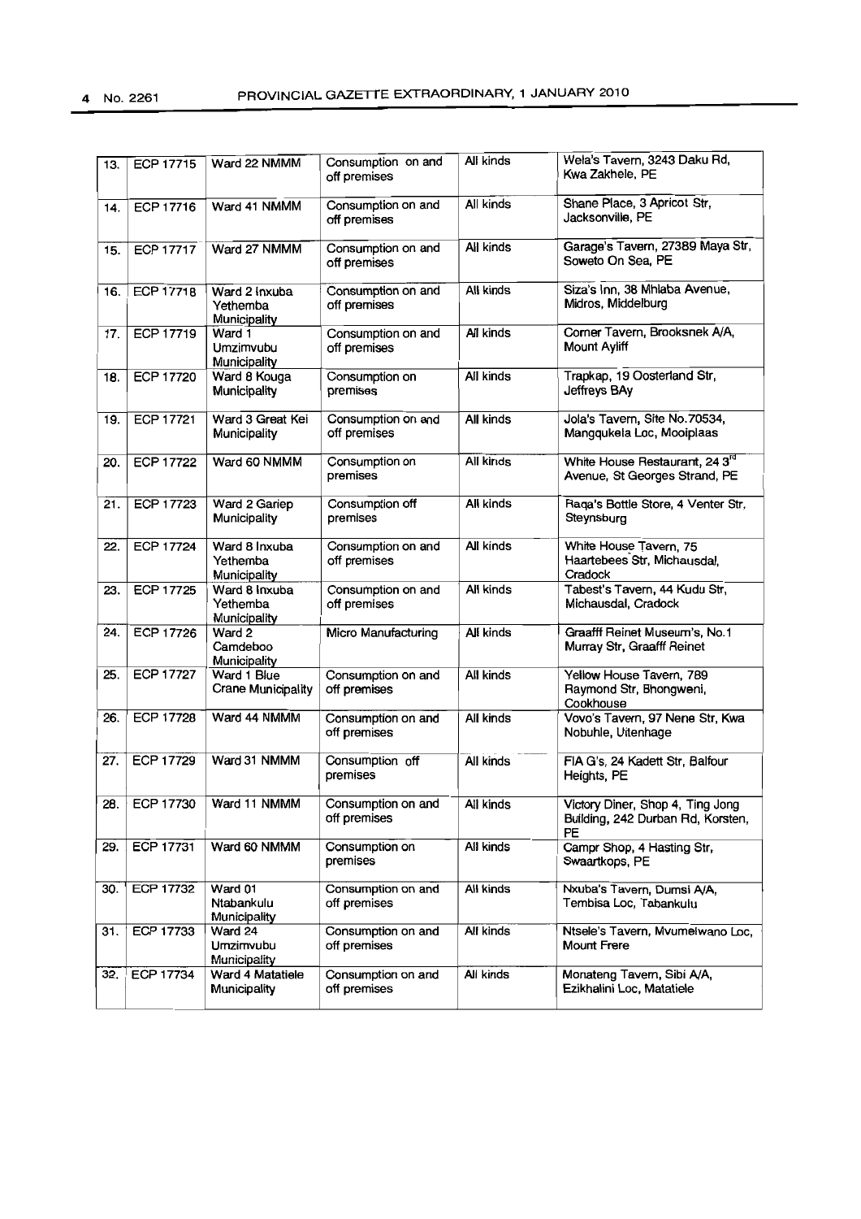| 13. | ECP 17715 | Ward 22 NMMM | Consumption on and off premises | All kinds | Wela's Tavern, 3243 Daku Rd, Kwa Zakhele, PE |
|---|---|---|---|---|---|
| 14. | ECP 17716 | Ward 41 NMMM | Consumption on and off premises | All kinds | Shane Place, 3 Apricot Str, Jacksonville, PE |
| 15. | ECP 17717 | Ward 27 NMMM | Consumption on and off premises | All kinds | Garage's Tavern, 27389 Maya Str, Soweto On Sea, PE |
| 16. | ECP 17718 | Ward 2 Inxuba Yethemba Municipality | Consumption on and off premises | All kinds | Siza's Inn, 38 Mhlaba Avenue, Midros, Middelburg |
| 17. | ECP 17719 | Ward 1 Umzimvubu Municipality | Consumption on and off premises | All kinds | Corner Tavern, Brooksnek A/A, Mount Ayliff |
| 18. | ECP 17720 | Ward 8 Kouga Municipality | Consumption on premises | All kinds | Trapkap, 19 Oosterland Str, Jeffreys BAy |
| 19. | ECP 17721 | Ward 3 Great Kei Municipality | Consumption on and off premises | All kinds | Jola's Tavern, Site No.70534, Mangqukela Loc, Mooiplaas |
| 20. | ECP 17722 | Ward 60 NMMM | Consumption on premises | All kinds | White House Restaurant, 24 3rd Avenue, St Georges Strand, PE |
| 21. | ECP 17723 | Ward 2 Gariep Municipality | Consumption off premises | All kinds | Raqa's Bottle Store, 4 Venter Str, Steynsburg |
| 22. | ECP 17724 | Ward 8 Inxuba Yethemba Municipality | Consumption on and off premises | All kinds | White House Tavern, 75 Haartebees Str, Michausdal, Cradock |
| 23. | ECP 17725 | Ward 8 Inxuba Yethemba Municipality | Consumption on and off premises | All kinds | Tabest's Tavern, 44 Kudu Str, Michausdal, Cradock |
| 24. | ECP 17726 | Ward 2 Camdeboo Municipality | Micro Manufacturing | All kinds | Graafff Reinet Museum's, No.1 Murray Str, Graafff Reinet |
| 25. | ECP 17727 | Ward 1 Blue Crane Municipality | Consumption on and off premises | All kinds | Yellow House Tavern, 789 Raymond Str, Bhongweni, Cookhouse |
| 26. | ECP 17728 | Ward 44 NMMM | Consumption on and off premises | All kinds | Vovo's Tavern, 97 Nene Str, Kwa Nobuhle, Uitenhage |
| 27. | ECP 17729 | Ward 31 NMMM | Consumption off premises | All kinds | FIA G's, 24 Kadett Str, Balfour Heights, PE |
| 28. | ECP 17730 | Ward 11 NMMM | Consumption on and off premises | All kinds | Victory Diner, Shop 4, Ting Jong Building, 242 Durban Rd, Korsten, PE |
| 29. | ECP 17731 | Ward 60 NMMM | Consumption on premises | All kinds | Campr Shop, 4 Hasting Str, Swaartkops, PE |
| 30. | ECP 17732 | Ward 01 Ntabankulu Municipality | Consumption on and off premises | All kinds | Nxuba's Tavern, Dumsi A/A, Tembisa Loc, Tabankulu |
| 31. | ECP 17733 | Ward 24 Umzimvubu Municipality | Consumption on and off premises | All kinds | Ntsele's Tavern, Mvumelwano Loc, Mount Frere |
| 32. | ECP 17734 | Ward 4 Matatiele Municipality | Consumption on and off premises | All kinds | Monateng Tavern, Sibi A/A, Ezikhalini Loc, Matatiele |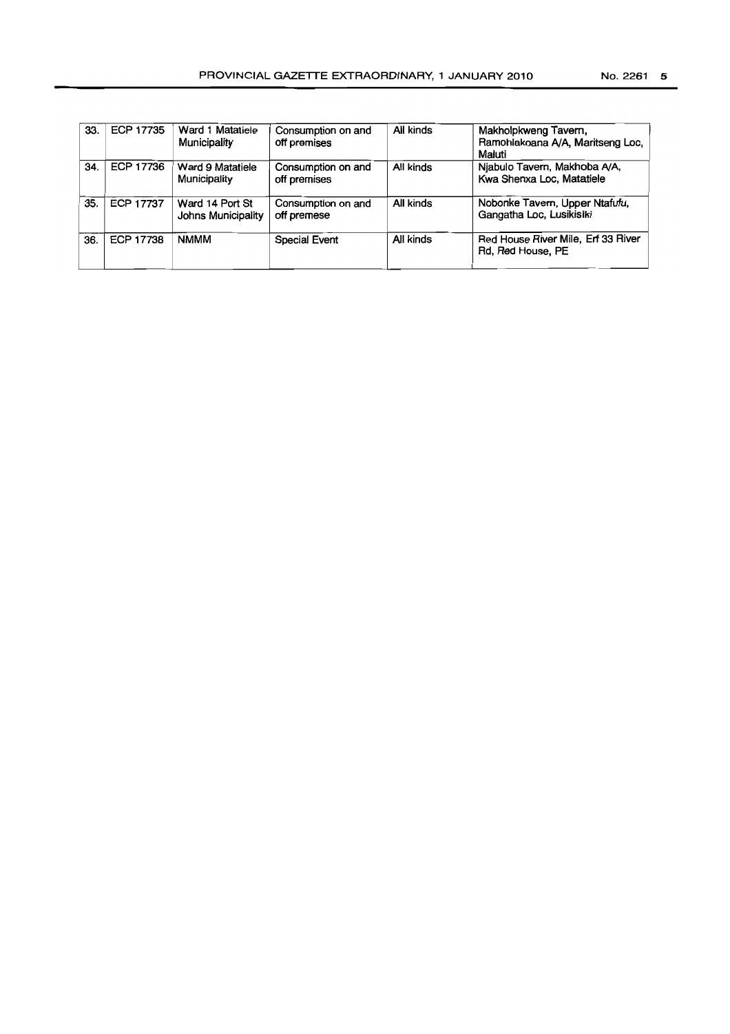| 33. | ECP 17735 | Ward 1 Matatiele Municipality | Consumption on and off premises | All kinds | Makholpkweng Tavern, Ramohlakoana A/A, Maritseng Loc, Maluti |
|---|---|---|---|---|---|
| 34. | ECP 17736 | Ward 9 Matatiele Municipality | Consumption on and off premises | All kinds | Njabulo Tavern, Makhoba A/A, Kwa Shenxa Loc, Matatiele |
| 35. | ECP 17737 | Ward 14 Port St Johns Municipality | Consumption on and off premese | All kinds | Nobonke Tavern, Upper Ntafufu, Gangatha Loc, Lusikisiki |
| 36. | ECP 17738 | NMMM | Special Event | All kinds | Red House River Mile, Erf 33 River Rd, Red House, PE |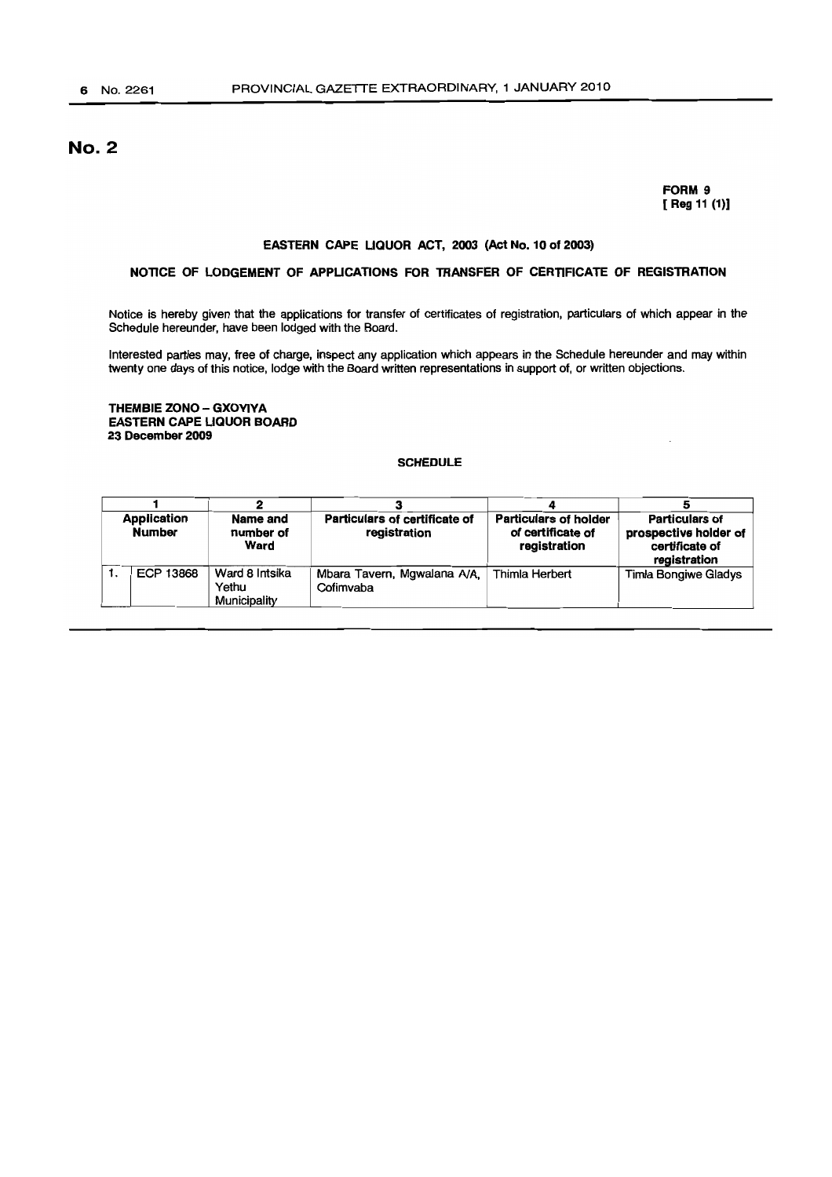# No. 2

**FORM 9**
**[ Reg 11 (1)]**

**EASTERN CAPE LIQUOR ACT, 2003 (Act No. 10 of 2003)**

**NOTICE OF LODGEMENT OF APPLICATIONS FOR TRANSFER OF CERTIFICATE OF REGISTRATION**

Notice is hereby given that the applications for transfer of certificates of registration, particulars of which appear in the Schedule hereunder, have been lodged with the Board.

Interested parties may, free of charge, inspect any application which appears in the Schedule hereunder and may within twenty one days of this notice, lodge with the Board written representations in support of, or written objections.

**THEMBIE ZONO – GXOYIYA**
**EASTERN CAPE LIQUOR BOARD**
**23 December 2009**

**SCHEDULE**

| 1 | | 2 | 3 | 4 | 5 |
|---|---|---|---|---|---|
| **Application Number** | | **Name and number of Ward** | **Particulars of certificate of registration** | **Particulars of holder of certificate of registration** | **Particulars of prospective holder of certificate of registration** |
| 1. | ECP 13868 | Ward 8 Intsika Yethu Municipality | Mbara Tavern, Mgwalana A/A, Cofimvaba | Thimla Herbert | Timla Bongiwe Gladys |